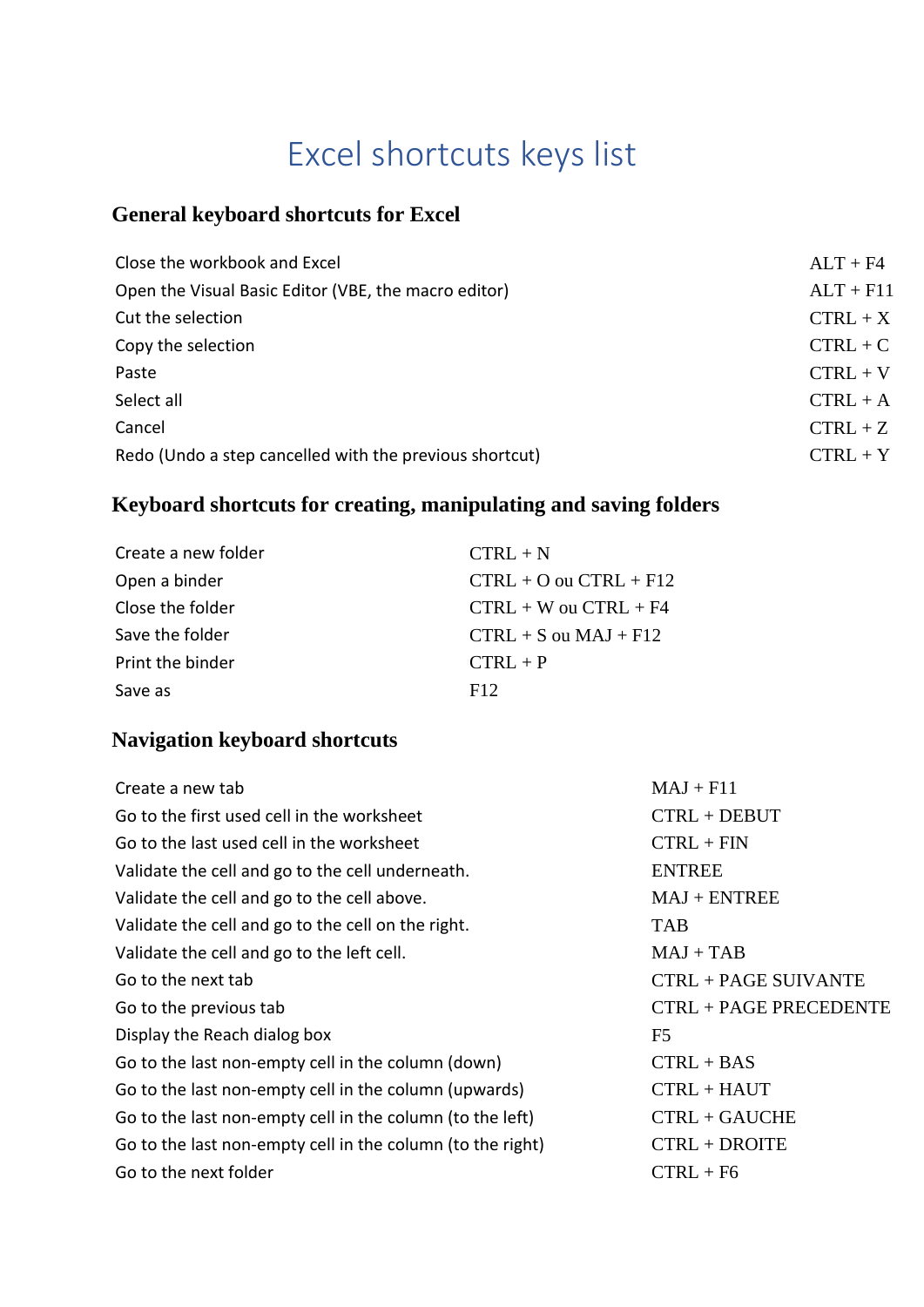# Excel shortcuts keys list

## General keyboard shortcuts for Excel

| | |
|---|---|
| Close the workbook and Excel | ALT + F4 |
| Open the Visual Basic Editor (VBE, the macro editor) | ALT + F11 |
| Cut the selection | CTRL + X |
| Copy the selection | CTRL + C |
| Paste | CTRL + V |
| Select all | CTRL + A |
| Cancel | CTRL + Z |
| Redo (Undo a step cancelled with the previous shortcut) | CTRL + Y |

## Keyboard shortcuts for creating, manipulating and saving folders

| | |
|---|---|
| Create a new folder | CTRL + N |
| Open a binder | CTRL + O ou CTRL + F12 |
| Close the folder | CTRL + W ou CTRL + F4 |
| Save the folder | CTRL + S ou MAJ + F12 |
| Print the binder | CTRL + P |
| Save as | F12 |

## Navigation keyboard shortcuts

| | |
|---|---|
| Create a new tab | MAJ + F11 |
| Go to the first used cell in the worksheet | CTRL + DEBUT |
| Go to the last used cell in the worksheet | CTRL + FIN |
| Validate the cell and go to the cell underneath. | ENTREE |
| Validate the cell and go to the cell above. | MAJ + ENTREE |
| Validate the cell and go to the cell on the right. | TAB |
| Validate the cell and go to the left cell. | MAJ + TAB |
| Go to the next tab | CTRL + PAGE SUIVANTE |
| Go to the previous tab | CTRL + PAGE PRECEDENTE |
| Display the Reach dialog box | F5 |
| Go to the last non-empty cell in the column (down) | CTRL + BAS |
| Go to the last non-empty cell in the column (upwards) | CTRL + HAUT |
| Go to the last non-empty cell in the column (to the left) | CTRL + GAUCHE |
| Go to the last non-empty cell in the column (to the right) | CTRL + DROITE |
| Go to the next folder | CTRL + F6 |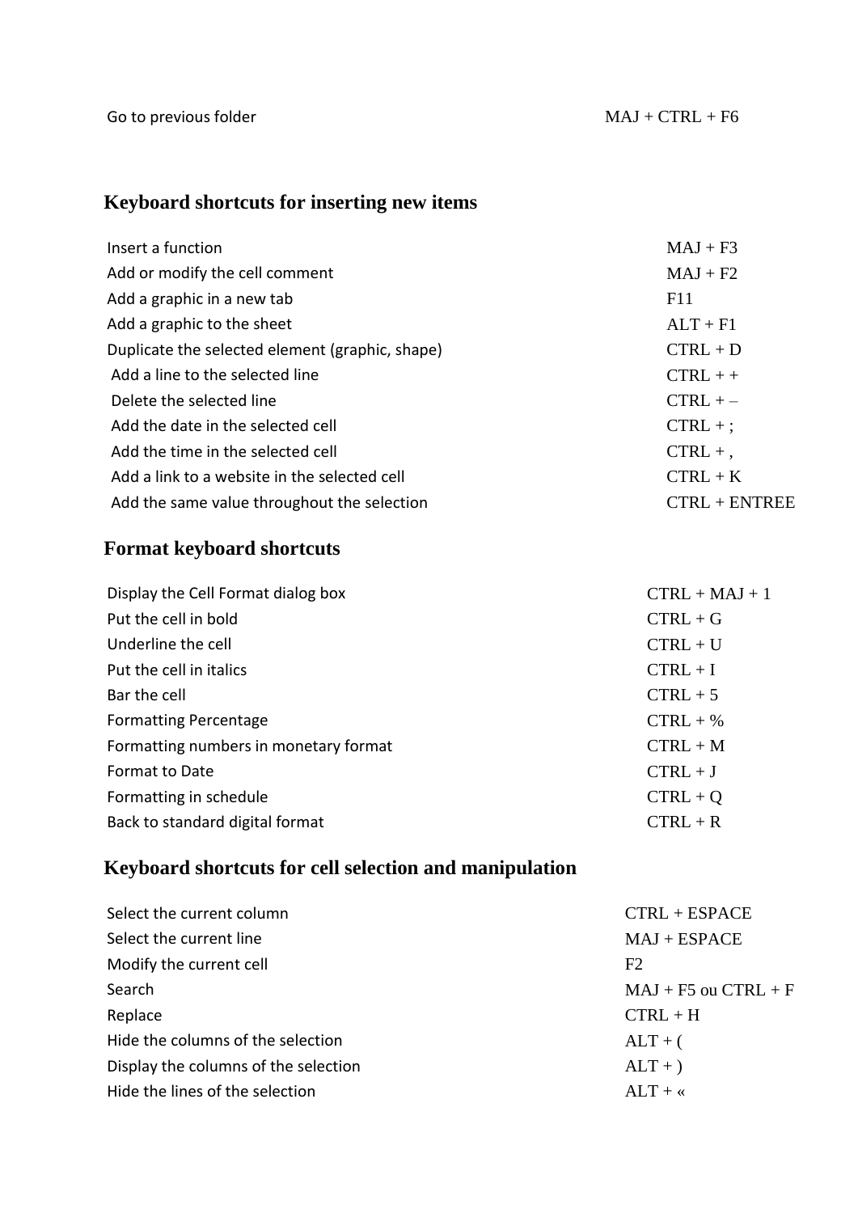| | |
|---|---|
| Go to previous folder | MAJ + CTRL + F6 |

## Keyboard shortcuts for inserting new items

| | |
|---|---|
| Insert a function | MAJ + F3 |
| Add or modify the cell comment | MAJ + F2 |
| Add a graphic in a new tab | F11 |
| Add a graphic to the sheet | ALT + F1 |
| Duplicate the selected element (graphic, shape) | CTRL + D |
| Add a line to the selected line | CTRL + + |
| Delete the selected line | CTRL + – |
| Add the date in the selected cell | CTRL + ; |
| Add the time in the selected cell | CTRL + , |
| Add a link to a website in the selected cell | CTRL + K |
| Add the same value throughout the selection | CTRL + ENTREE |

## Format keyboard shortcuts

| | |
|---|---|
| Display the Cell Format dialog box | CTRL + MAJ + 1 |
| Put the cell in bold | CTRL + G |
| Underline the cell | CTRL + U |
| Put the cell in italics | CTRL + I |
| Bar the cell | CTRL + 5 |
| Formatting Percentage | CTRL + % |
| Formatting numbers in monetary format | CTRL + M |
| Format to Date | CTRL + J |
| Formatting in schedule | CTRL + Q |
| Back to standard digital format | CTRL + R |

## Keyboard shortcuts for cell selection and manipulation

| | |
|---|---|
| Select the current column | CTRL + ESPACE |
| Select the current line | MAJ + ESPACE |
| Modify the current cell | F2 |
| Search | MAJ + F5 ou CTRL + F |
| Replace | CTRL + H |
| Hide the columns of the selection | ALT + ( |
| Display the columns of the selection | ALT + ) |
| Hide the lines of the selection | ALT + « |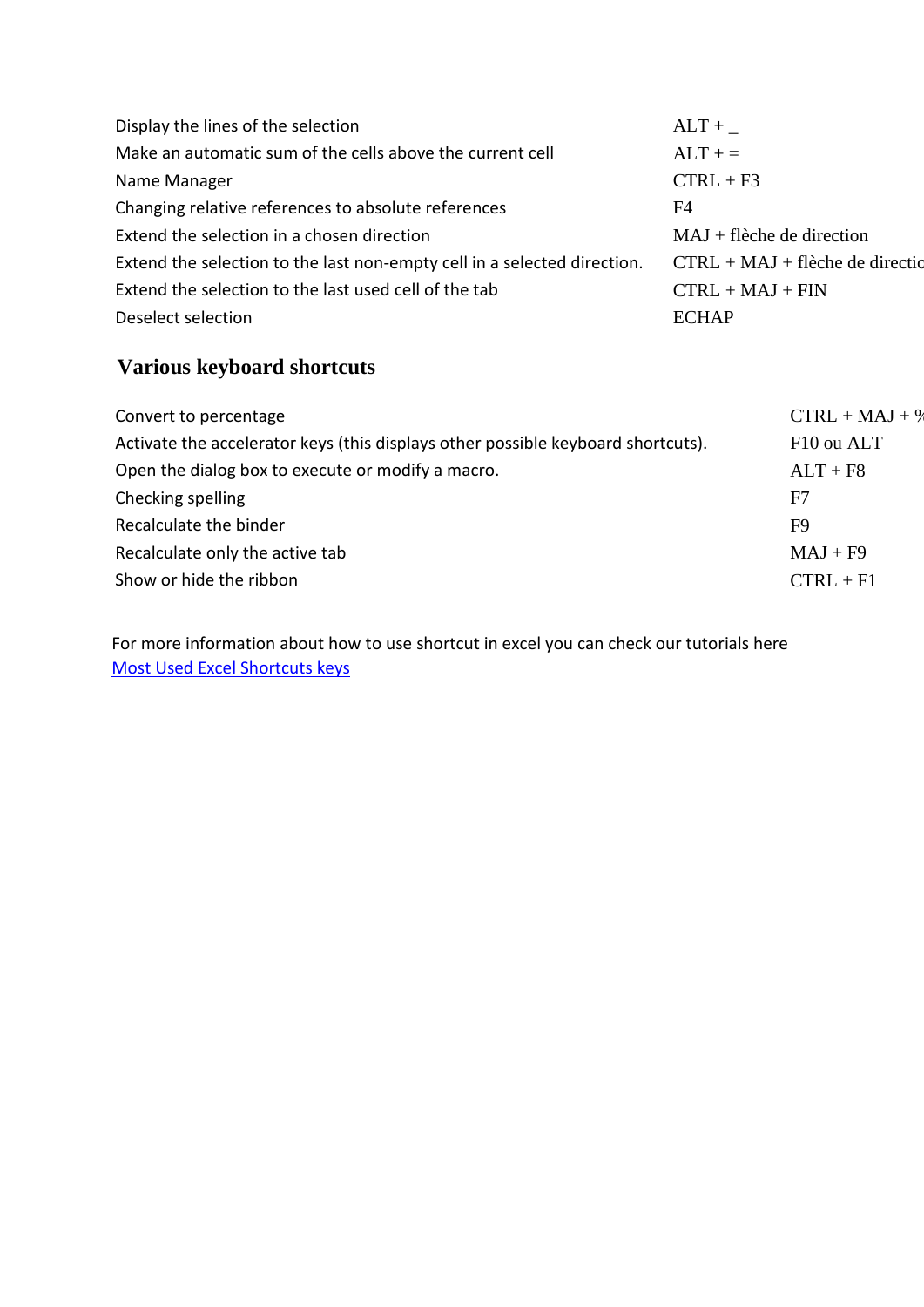| | |
|---|---|
| Display the lines of the selection | ALT + _ |
| Make an automatic sum of the cells above the current cell | ALT + = |
| Name Manager | CTRL + F3 |
| Changing relative references to absolute references | F4 |
| Extend the selection in a chosen direction | MAJ + flèche de direction |
| Extend the selection to the last non-empty cell in a selected direction. | CTRL + MAJ + flèche de directio |
| Extend the selection to the last used cell of the tab | CTRL + MAJ + FIN |
| Deselect selection | ECHAP |

## Various keyboard shortcuts

| | |
|---|---|
| Convert to percentage | CTRL + MAJ + % |
| Activate the accelerator keys (this displays other possible keyboard shortcuts). | F10 ou ALT |
| Open the dialog box to execute or modify a macro. | ALT + F8 |
| Checking spelling | F7 |
| Recalculate the binder | F9 |
| Recalculate only the active tab | MAJ + F9 |
| Show or hide the ribbon | CTRL + F1 |

For more information about how to use shortcut in excel you can check our tutorials here
Most Used Excel Shortcuts keys